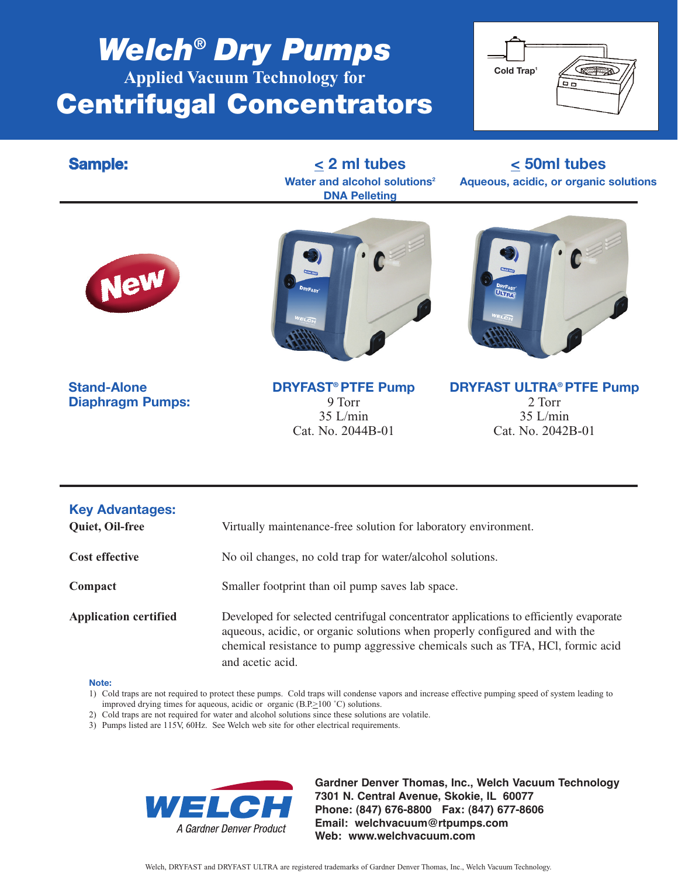# Welch® Dry Pumps

## Applied Vacuum Technology for

# Centrifugal Concentrators

Cold Trap[1]

| Sample: | ≤ 2 ml tubes<br>Water and alcohol solutions[2]<br>DNA Pelleting | ≤ 50ml tubes<br>Aqueous, acidic, or organic solutions |
|---|---|---|
| New | | |
| **Stand-Alone Diaphragm Pumps:** | **DRYFAST® PTFE Pump**<br>9 Torr<br>35 L/min<br>Cat. No. 2044B-01 | **DRYFAST ULTRA® PTFE Pump**<br>2 Torr<br>35 L/min<br>Cat. No. 2042B-01 |

## Key Advantages:

**Quiet, Oil-free** — Virtually maintenance-free solution for laboratory environment.

**Cost effective** — No oil changes, no cold trap for water/alcohol solutions.

**Compact** — Smaller footprint than oil pump saves lab space.

**Application certified** — Developed for selected centrifugal concentrator applications to efficiently evaporate aqueous, acidic, or organic solutions when properly configured and with the chemical resistance to pump aggressive chemicals such as TFA, HCl, formic acid and acetic acid.

**Note:**

1) Cold traps are not required to protect these pumps. Cold traps will condense vapors and increase effective pumping speed of system leading to improved drying times for aqueous, acidic or organic (B.P.≥100 °C) solutions.
2) Cold traps are not required for water and alcohol solutions since these solutions are volatile.
3) Pumps listed are 115V, 60Hz. See Welch web site for other electrical requirements.

WELCH
A Gardner Denver Product

**Gardner Denver Thomas, Inc., Welch Vacuum Technology**
**7301 N. Central Avenue, Skokie, IL 60077**
**Phone: (847) 676-8800 Fax: (847) 677-8606**
**Email: welchvacuum@rtpumps.com**
**Web: www.welchvacuum.com**

Welch, DRYFAST and DRYFAST ULTRA are registered trademarks of Gardner Denver Thomas, Inc., Welch Vacuum Technology.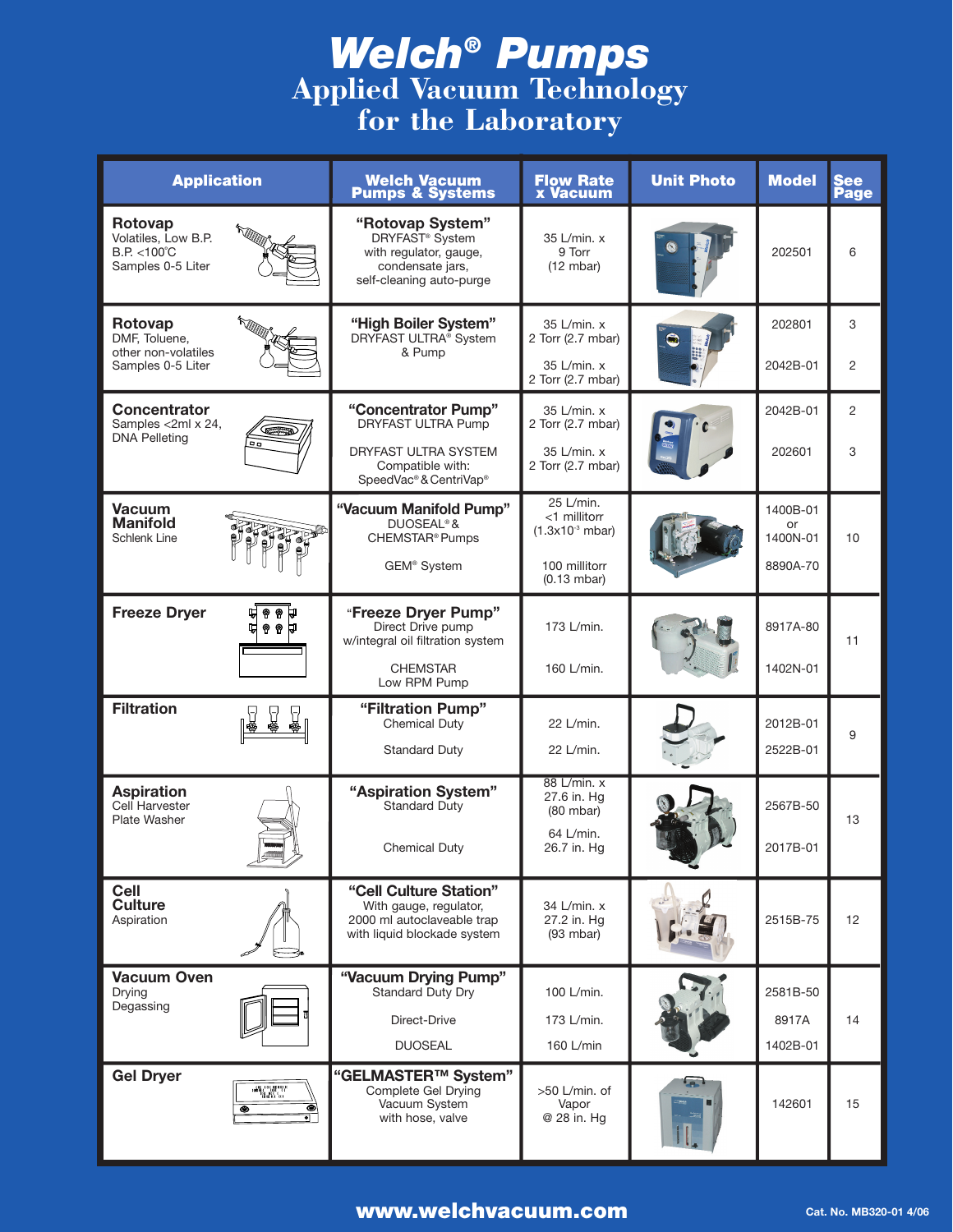# Welch® Pumps

## Applied Vacuum Technology for the Laboratory

| Application | Welch Vacuum Pumps & Systems | Flow Rate x Vacuum | Unit Photo | Model | See Page |
|---|---|---|---|---|---|
| **Rotovap** Volatiles, Low B.P. B.P. <100°C Samples 0-5 Liter | **"Rotovap System"** DRYFAST® System with regulator, gauge, condensate jars, self-cleaning auto-purge | 35 L/min. x 9 Torr (12 mbar) | | 202501 | 6 |
| **Rotovap** DMF, Toluene, other non-volatiles Samples 0-5 Liter | **"High Boiler System"** DRYFAST ULTRA® System & Pump | 35 L/min. x 2 Torr (2.7 mbar)<br>35 L/min. x 2 Torr (2.7 mbar) | | 202801<br>2042B-01 | 3<br>2 |
| **Concentrator** Samples <2ml x 24, DNA Pelleting | **"Concentrator Pump"** DRYFAST ULTRA Pump<br>DRYFAST ULTRA SYSTEM Compatible with: SpeedVac® & CentriVap® | 35 L/min. x 2 Torr (2.7 mbar)<br>35 L/min. x 2 Torr (2.7 mbar) | | 2042B-01<br>202601 | 2<br>3 |
| **Vacuum Manifold** Schlenk Line | **"Vacuum Manifold Pump"** DUOSEAL® & CHEMSTAR® Pumps<br>GEM® System | 25 L/min. <1 millitorr ($1.3x10^{-3}$ mbar)<br>100 millitorr (0.13 mbar) | | 1400B-01 or 1400N-01<br>8890A-70 | 10 |
| **Freeze Dryer** | **"Freeze Dryer Pump"** Direct Drive pump w/integral oil filtration system<br>CHEMSTAR Low RPM Pump | 173 L/min.<br>160 L/min. | | 8917A-80<br>1402N-01 | 11 |
| **Filtration** | **"Filtration Pump"** Chemical Duty<br>Standard Duty | 22 L/min.<br>22 L/min. | | 2012B-01<br>2522B-01 | 9 |
| **Aspiration** Cell Harvester Plate Washer | **"Aspiration System"** Standard Duty<br>Chemical Duty | 88 L/min. x 27.6 in. Hg (80 mbar)<br>64 L/min. 26.7 in. Hg | | 2567B-50<br>2017B-01 | 13 |
| **Cell Culture** Aspiration | **"Cell Culture Station"** With gauge, regulator, 2000 ml autoclaveable trap with liquid blockage system | 34 L/min. x 27.2 in. Hg (93 mbar) | | 2515B-75 | 12 |
| **Vacuum Oven** Drying Degassing | **"Vacuum Drying Pump"** Standard Duty Dry<br>Direct-Drive<br>DUOSEAL | 100 L/min.<br>173 L/min.<br>160 L/min | | 2581B-50<br>8917A<br>1402B-01 | 14 |
| **Gel Dryer** | **"GELMASTER™ System"** Complete Gel Drying Vacuum System with hose, valve | >50 L/min. of Vapor @ 28 in. Hg | | 142601 | 15 |

**www.welchvacuum.com**

Cat. No. MB320-01 4/06